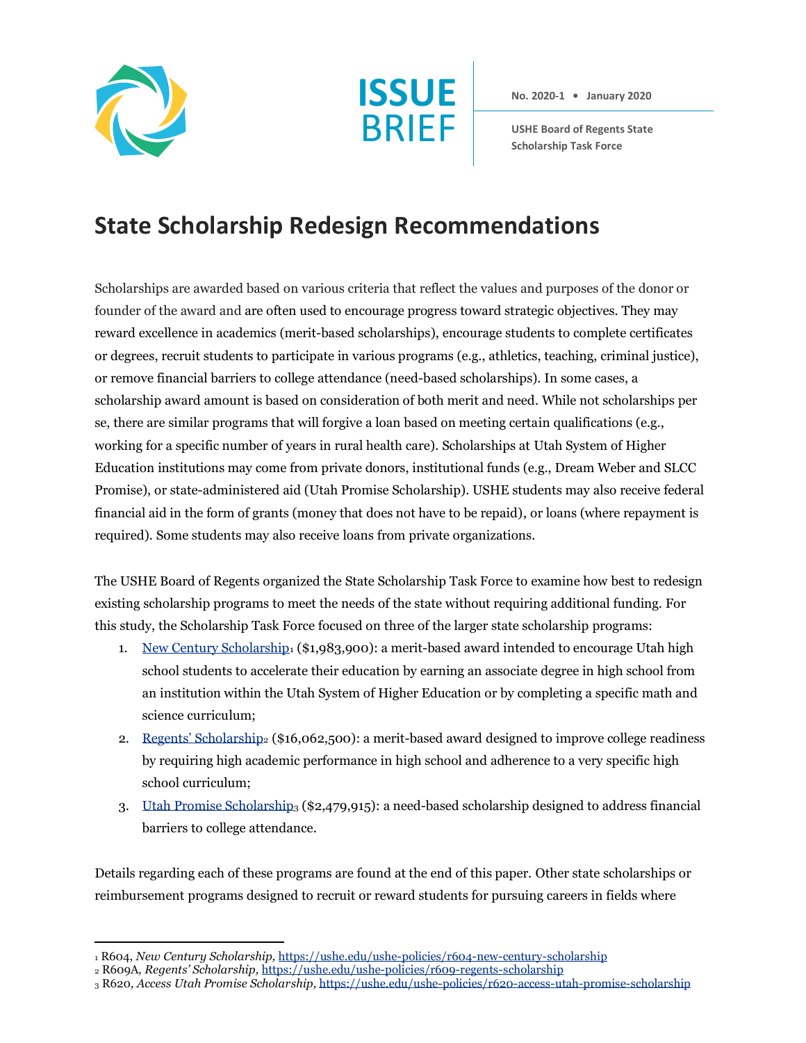ISSUE BRIEF

**No. 2020-1 • January 2020**

**USHE Board of Regents State Scholarship Task Force**

# State Scholarship Redesign Recommendations

Scholarships are awarded based on various criteria that reflect the values and purposes of the donor or founder of the award and are often used to encourage progress toward strategic objectives. They may reward excellence in academics (merit-based scholarships), encourage students to complete certificates or degrees, recruit students to participate in various programs (e.g., athletics, teaching, criminal justice), or remove financial barriers to college attendance (need-based scholarships). In some cases, a scholarship award amount is based on consideration of both merit and need. While not scholarships per se, there are similar programs that will forgive a loan based on meeting certain qualifications (e.g., working for a specific number of years in rural health care). Scholarships at Utah System of Higher Education institutions may come from private donors, institutional funds (e.g., Dream Weber and SLCC Promise), or state-administered aid (Utah Promise Scholarship). USHE students may also receive federal financial aid in the form of grants (money that does not have to be repaid), or loans (where repayment is required). Some students may also receive loans from private organizations.

The USHE Board of Regents organized the State Scholarship Task Force to examine how best to redesign existing scholarship programs to meet the needs of the state without requiring additional funding. For this study, the Scholarship Task Force focused on three of the larger state scholarship programs:

1. New Century Scholarship[1] ($1,983,900): a merit-based award intended to encourage Utah high school students to accelerate their education by earning an associate degree in high school from an institution within the Utah System of Higher Education or by completing a specific math and science curriculum;
2. Regents' Scholarship[2] ($16,062,500): a merit-based award designed to improve college readiness by requiring high academic performance in high school and adherence to a very specific high school curriculum;
3. Utah Promise Scholarship[3] ($2,479,915): a need-based scholarship designed to address financial barriers to college attendance.

Details regarding each of these programs are found at the end of this paper. Other state scholarships or reimbursement programs designed to recruit or reward students for pursuing careers in fields where

---

[1] R604, *New Century Scholarship,* https://ushe.edu/ushe-policies/r604-new-century-scholarship

[2] R609A, *Regents' Scholarship,* https://ushe.edu/ushe-policies/r609-regents-scholarship

[3] R620, *Access Utah Promise Scholarship,* https://ushe.edu/ushe-policies/r620-access-utah-promise-scholarship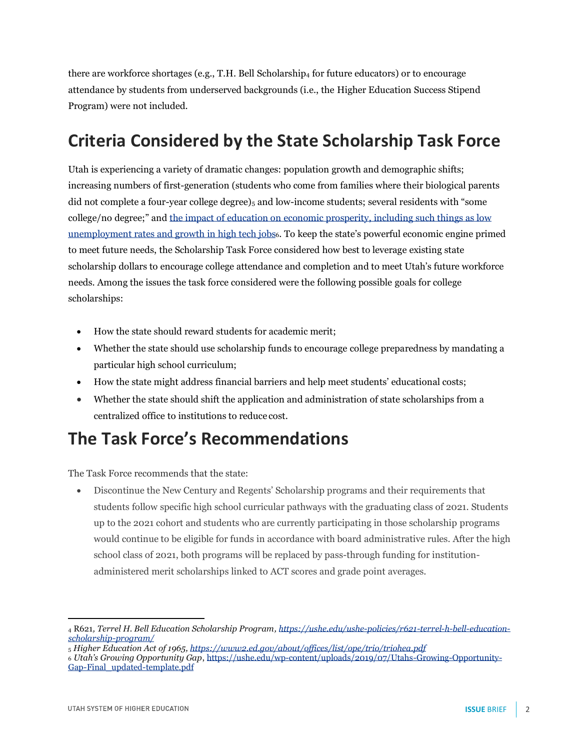there are workforce shortages (e.g., T.H. Bell Scholarship[4] for future educators) or to encourage attendance by students from underserved backgrounds (i.e., the Higher Education Success Stipend Program) were not included.

## Criteria Considered by the State Scholarship Task Force

Utah is experiencing a variety of dramatic changes: population growth and demographic shifts; increasing numbers of first-generation (students who come from families where their biological parents did not complete a four-year college degree)[5] and low-income students; several residents with "some college/no degree;" and [the impact of education on economic prosperity, including such things as low unemployment rates and growth in high tech jobs][6]. To keep the state's powerful economic engine primed to meet future needs, the Scholarship Task Force considered how best to leverage existing state scholarship dollars to encourage college attendance and completion and to meet Utah's future workforce needs. Among the issues the task force considered were the following possible goals for college scholarships:

- How the state should reward students for academic merit;
- Whether the state should use scholarship funds to encourage college preparedness by mandating a particular high school curriculum;
- How the state might address financial barriers and help meet students' educational costs;
- Whether the state should shift the application and administration of state scholarships from a centralized office to institutions to reduce cost.

## The Task Force's Recommendations

The Task Force recommends that the state:

- Discontinue the New Century and Regents' Scholarship programs and their requirements that students follow specific high school curricular pathways with the graduating class of 2021. Students up to the 2021 cohort and students who are currently participating in those scholarship programs would continue to be eligible for funds in accordance with board administrative rules. After the high school class of 2021, both programs will be replaced by pass-through funding for institution-administered merit scholarships linked to ACT scores and grade point averages.

---

[4] R621, *Terrel H. Bell Education Scholarship Program*, *https://ushe.edu/ushe-policies/r621-terrel-h-bell-education-scholarship-program/*

[5] *Higher Education Act of 1965*, *https://www2.ed.gov/about/offices/list/ope/trio/triohea.pdf*

[6] *Utah's Growing Opportunity Gap*, https://ushe.edu/wp-content/uploads/2019/07/Utahs-Growing-Opportunity-Gap-Final_updated-template.pdf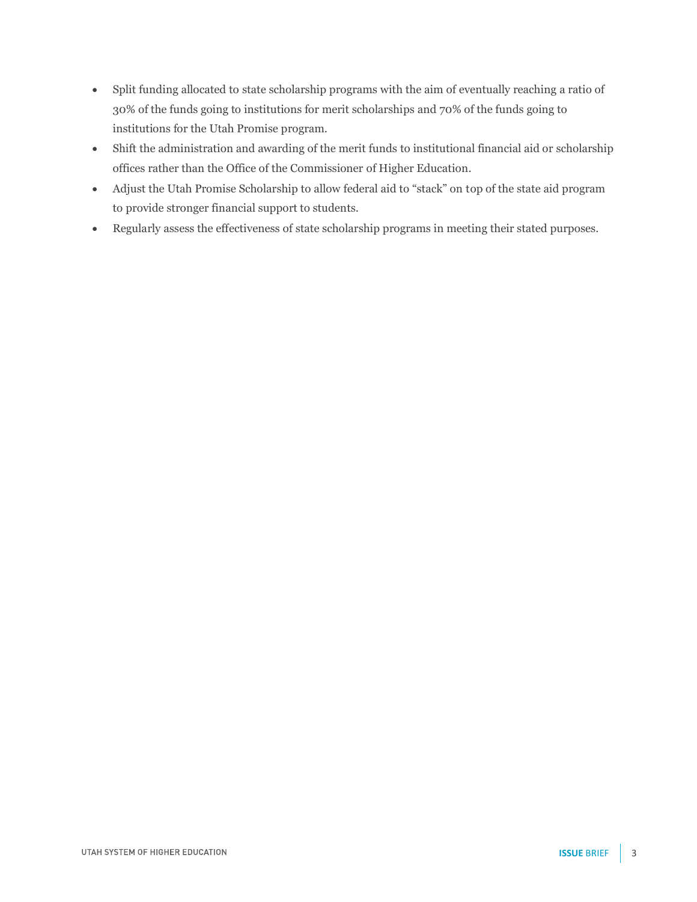- Split funding allocated to state scholarship programs with the aim of eventually reaching a ratio of 30% of the funds going to institutions for merit scholarships and 70% of the funds going to institutions for the Utah Promise program.
- Shift the administration and awarding of the merit funds to institutional financial aid or scholarship offices rather than the Office of the Commissioner of Higher Education.
- Adjust the Utah Promise Scholarship to allow federal aid to "stack" on top of the state aid program to provide stronger financial support to students.
- Regularly assess the effectiveness of state scholarship programs in meeting their stated purposes.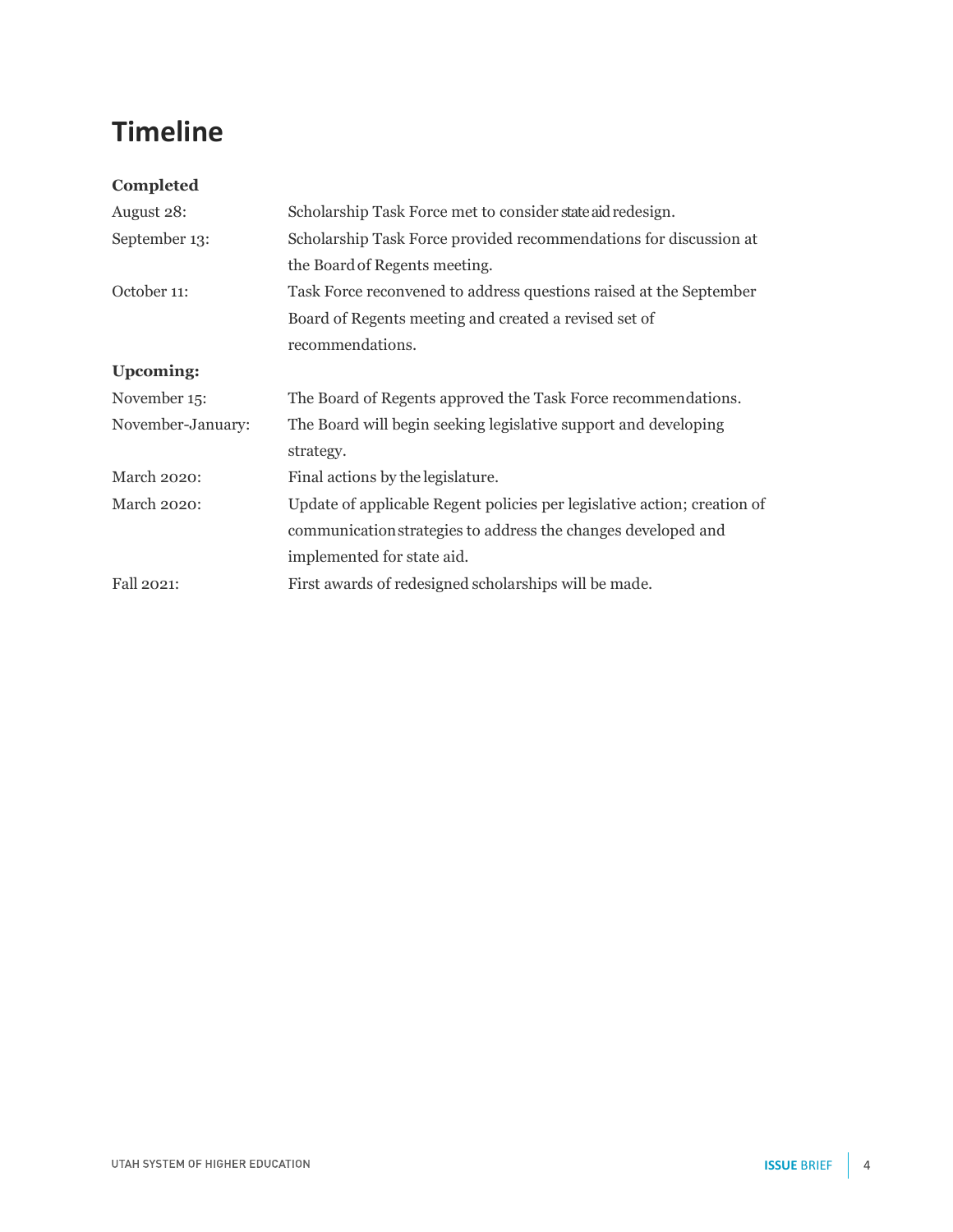## Timeline

**Completed**

| | |
|---|---|
| August 28: | Scholarship Task Force met to consider state aid redesign. |
| September 13: | Scholarship Task Force provided recommendations for discussion at the Board of Regents meeting. |
| October 11: | Task Force reconvened to address questions raised at the September Board of Regents meeting and created a revised set of recommendations. |

**Upcoming:**

| | |
|---|---|
| November 15: | The Board of Regents approved the Task Force recommendations. |
| November-January: | The Board will begin seeking legislative support and developing strategy. |
| March 2020: | Final actions by the legislature. |
| March 2020: | Update of applicable Regent policies per legislative action; creation of communication strategies to address the changes developed and implemented for state aid. |
| Fall 2021: | First awards of redesigned scholarships will be made. |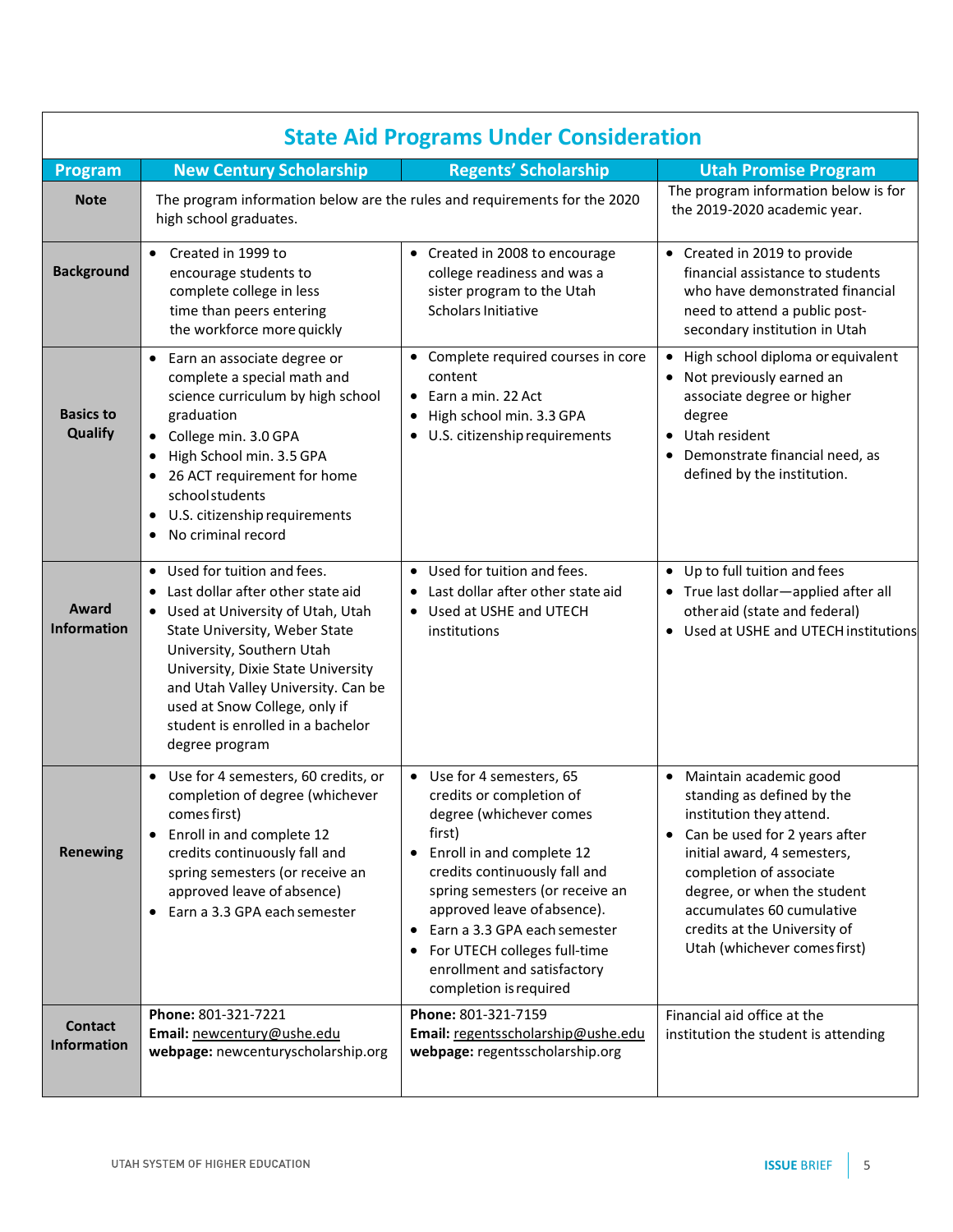## State Aid Programs Under Consideration

| Program | New Century Scholarship | Regents' Scholarship | Utah Promise Program |
|---|---|---|---|
| **Note** | The program information below are the rules and requirements for the 2020 high school graduates. | | The program information below is for the 2019-2020 academic year. |
| **Background** | • Created in 1999 to encourage students to complete college in less time than peers entering the workforce more quickly | • Created in 2008 to encourage college readiness and was a sister program to the Utah Scholars Initiative | • Created in 2019 to provide financial assistance to students who have demonstrated financial need to attend a public post-secondary institution in Utah |
| **Basics to Qualify** | • Earn an associate degree or complete a special math and science curriculum by high school graduation<br>• College min. 3.0 GPA<br>• High School min. 3.5 GPA<br>• 26 ACT requirement for home school students<br>• U.S. citizenship requirements<br>• No criminal record | • Complete required courses in core content<br>• Earn a min. 22 Act<br>• High school min. 3.3 GPA<br>• U.S. citizenship requirements | • High school diploma or equivalent<br>• Not previously earned an associate degree or higher degree<br>• Utah resident<br>• Demonstrate financial need, as defined by the institution. |
| **Award Information** | • Used for tuition and fees.<br>• Last dollar after other state aid<br>• Used at University of Utah, Utah State University, Weber State University, Southern Utah University, Dixie State University and Utah Valley University. Can be used at Snow College, only if student is enrolled in a bachelor degree program | • Used for tuition and fees.<br>• Last dollar after other state aid<br>• Used at USHE and UTECH institutions | • Up to full tuition and fees<br>• True last dollar—applied after all other aid (state and federal)<br>• Used at USHE and UTECH institutions |
| **Renewing** | • Use for 4 semesters, 60 credits, or completion of degree (whichever comes first)<br>• Enroll in and complete 12 credits continuously fall and spring semesters (or receive an approved leave of absence)<br>• Earn a 3.3 GPA each semester | • Use for 4 semesters, 65 credits or completion of degree (whichever comes first)<br>• Enroll in and complete 12 credits continuously fall and spring semesters (or receive an approved leave of absence).<br>• Earn a 3.3 GPA each semester<br>• For UTECH colleges full-time enrollment and satisfactory completion is required | • Maintain academic good standing as defined by the institution they attend.<br>• Can be used for 2 years after initial award, 4 semesters, completion of associate degree, or when the student accumulates 60 cumulative credits at the University of Utah (whichever comes first) |
| **Contact Information** | **Phone:** 801-321-7221<br>**Email:** newcentury@ushe.edu<br>**webpage:** newcenturyscholarship.org | **Phone:** 801-321-7159<br>**Email:** regentsscholarship@ushe.edu<br>**webpage:** regentsscholarship.org | Financial aid office at the institution the student is attending |